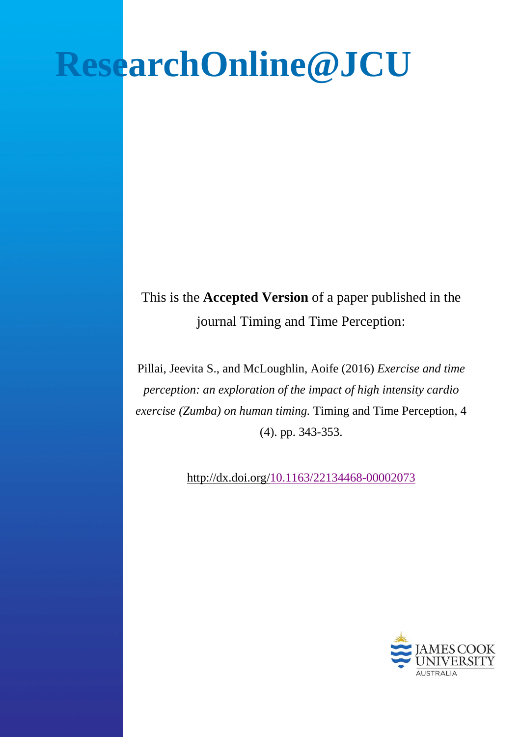# ResearchOnline@JCU

This is the **Accepted Version** of a paper published in the journal Timing and Time Perception:

Pillai, Jeevita S., and McLoughlin, Aoife (2016) *Exercise and time perception: an exploration of the impact of high intensity cardio exercise (Zumba) on human timing.* Timing and Time Perception, 4 (4). pp. 343-353.

http://dx.doi.org/10.1163/22134468-00002073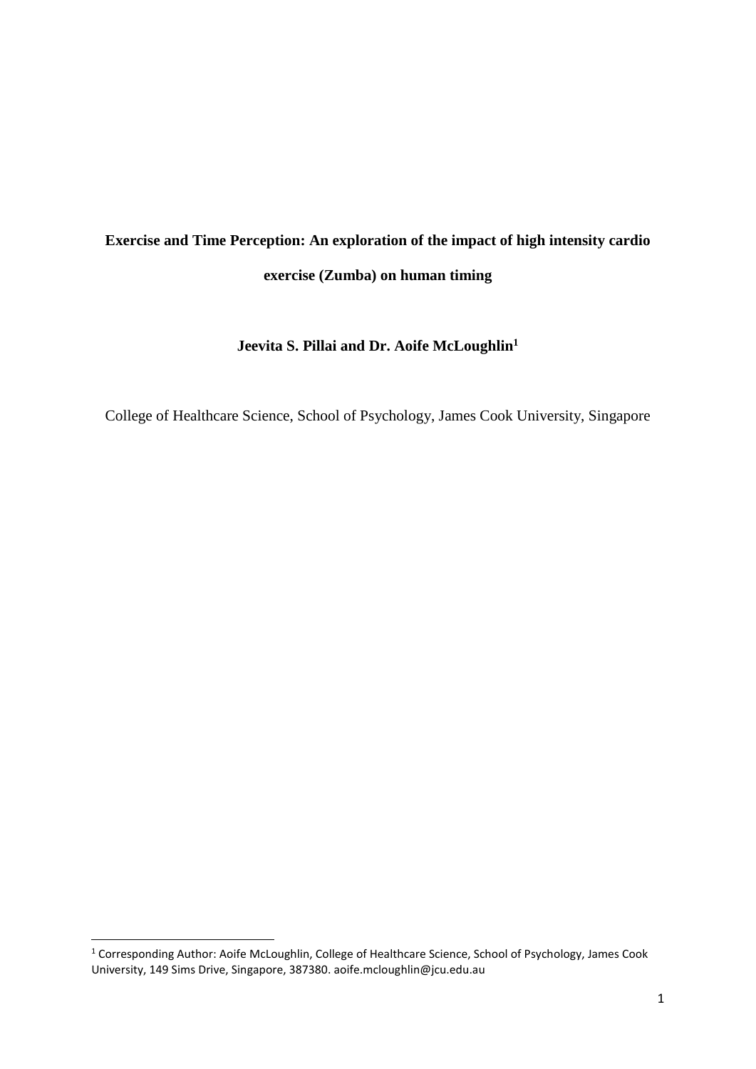**Exercise and Time Perception: An exploration of the impact of high intensity cardio exercise (Zumba) on human timing**

**Jeevita S. Pillai and Dr. Aoife McLoughlin[1]**

College of Healthcare Science, School of Psychology, James Cook University, Singapore

[1] Corresponding Author: Aoife McLoughlin, College of Healthcare Science, School of Psychology, James Cook University, 149 Sims Drive, Singapore, 387380. aoife.mcloughlin@jcu.edu.au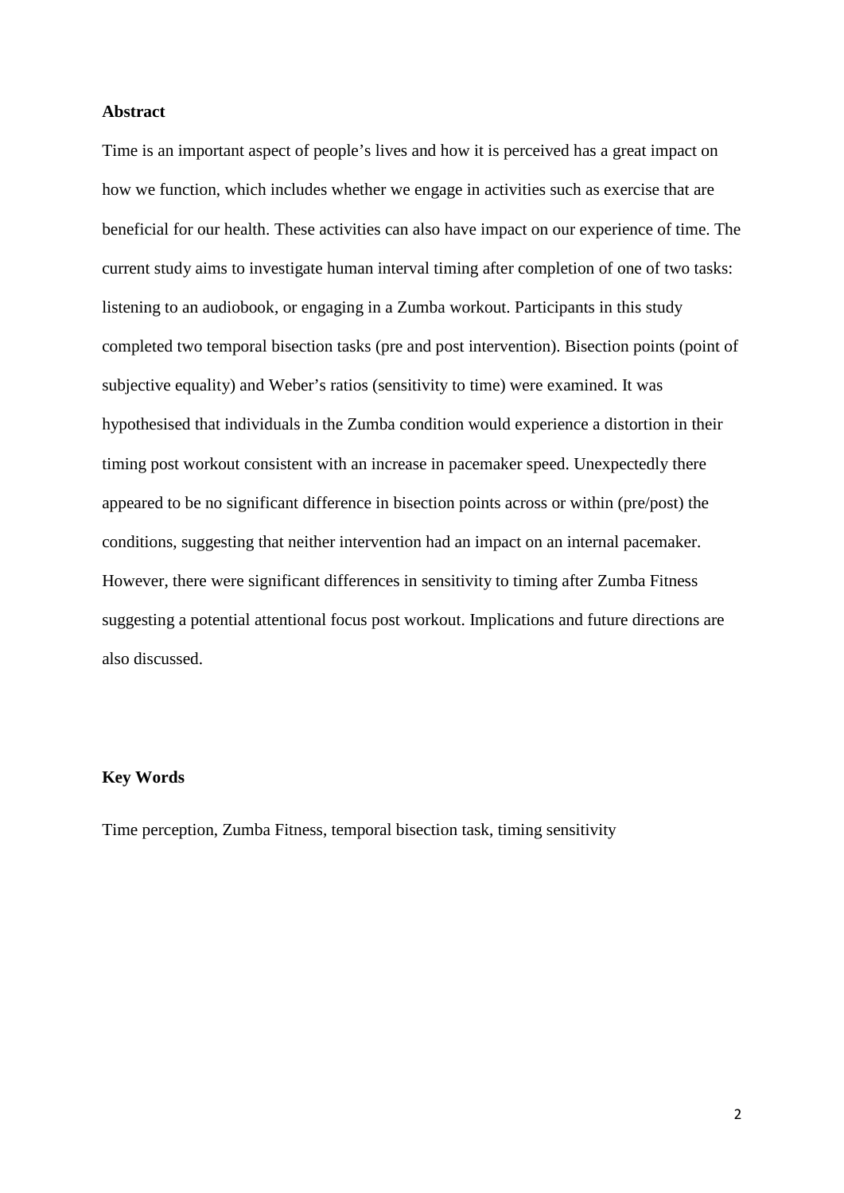**Abstract**

Time is an important aspect of people's lives and how it is perceived has a great impact on how we function, which includes whether we engage in activities such as exercise that are beneficial for our health. These activities can also have impact on our experience of time. The current study aims to investigate human interval timing after completion of one of two tasks: listening to an audiobook, or engaging in a Zumba workout. Participants in this study completed two temporal bisection tasks (pre and post intervention). Bisection points (point of subjective equality) and Weber's ratios (sensitivity to time) were examined. It was hypothesised that individuals in the Zumba condition would experience a distortion in their timing post workout consistent with an increase in pacemaker speed. Unexpectedly there appeared to be no significant difference in bisection points across or within (pre/post) the conditions, suggesting that neither intervention had an impact on an internal pacemaker. However, there were significant differences in sensitivity to timing after Zumba Fitness suggesting a potential attentional focus post workout. Implications and future directions are also discussed.

**Key Words**

Time perception, Zumba Fitness, temporal bisection task, timing sensitivity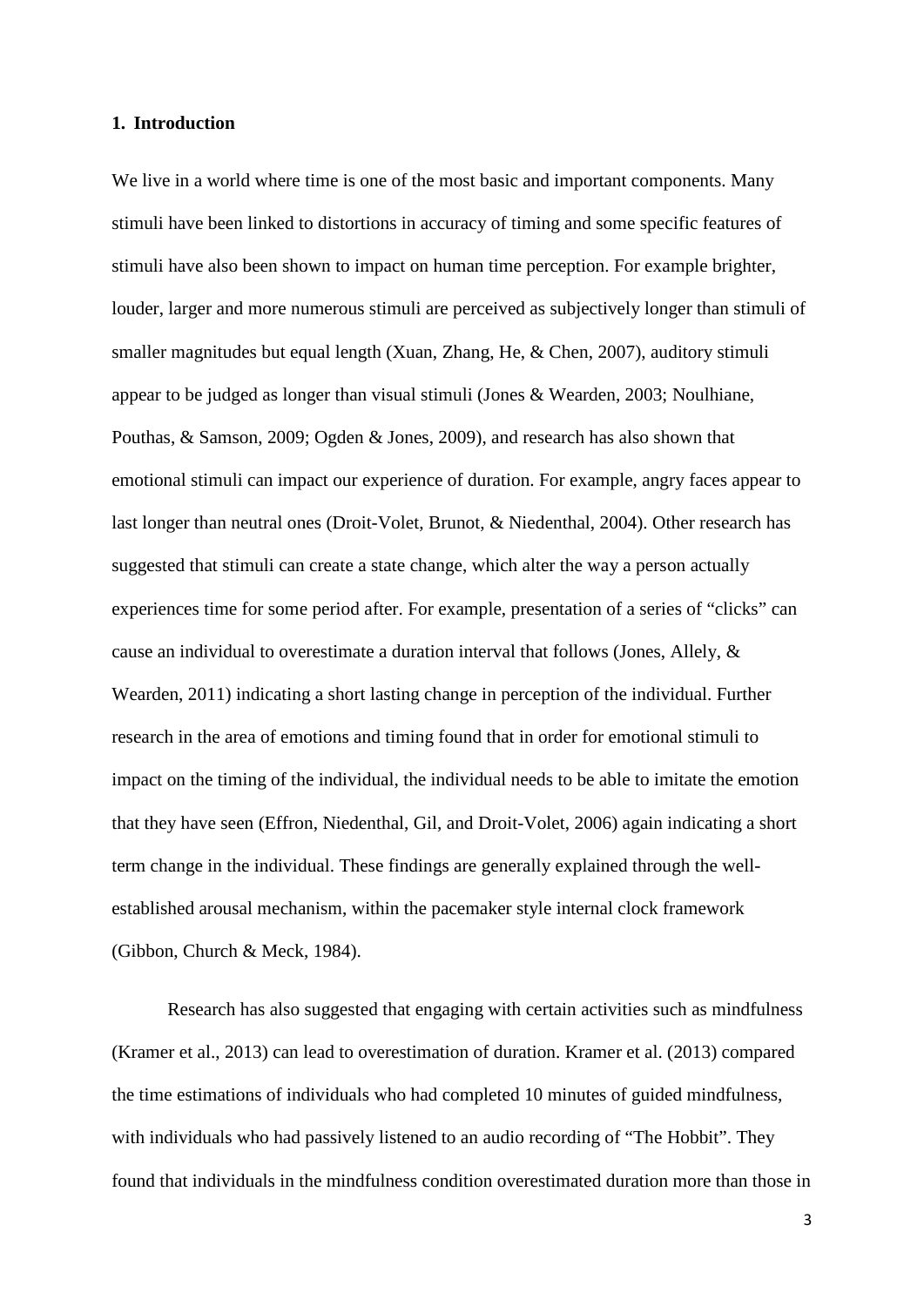## 1. Introduction

We live in a world where time is one of the most basic and important components. Many stimuli have been linked to distortions in accuracy of timing and some specific features of stimuli have also been shown to impact on human time perception. For example brighter, louder, larger and more numerous stimuli are perceived as subjectively longer than stimuli of smaller magnitudes but equal length (Xuan, Zhang, He, & Chen, 2007), auditory stimuli appear to be judged as longer than visual stimuli (Jones & Wearden, 2003; Noulhiane, Pouthas, & Samson, 2009; Ogden & Jones, 2009), and research has also shown that emotional stimuli can impact our experience of duration. For example, angry faces appear to last longer than neutral ones (Droit-Volet, Brunot, & Niedenthal, 2004). Other research has suggested that stimuli can create a state change, which alter the way a person actually experiences time for some period after. For example, presentation of a series of "clicks" can cause an individual to overestimate a duration interval that follows (Jones, Allely, & Wearden, 2011) indicating a short lasting change in perception of the individual. Further research in the area of emotions and timing found that in order for emotional stimuli to impact on the timing of the individual, the individual needs to be able to imitate the emotion that they have seen (Effron, Niedenthal, Gil, and Droit-Volet, 2006) again indicating a short term change in the individual. These findings are generally explained through the well-established arousal mechanism, within the pacemaker style internal clock framework (Gibbon, Church & Meck, 1984).

Research has also suggested that engaging with certain activities such as mindfulness (Kramer et al., 2013) can lead to overestimation of duration. Kramer et al. (2013) compared the time estimations of individuals who had completed 10 minutes of guided mindfulness, with individuals who had passively listened to an audio recording of "The Hobbit". They found that individuals in the mindfulness condition overestimated duration more than those in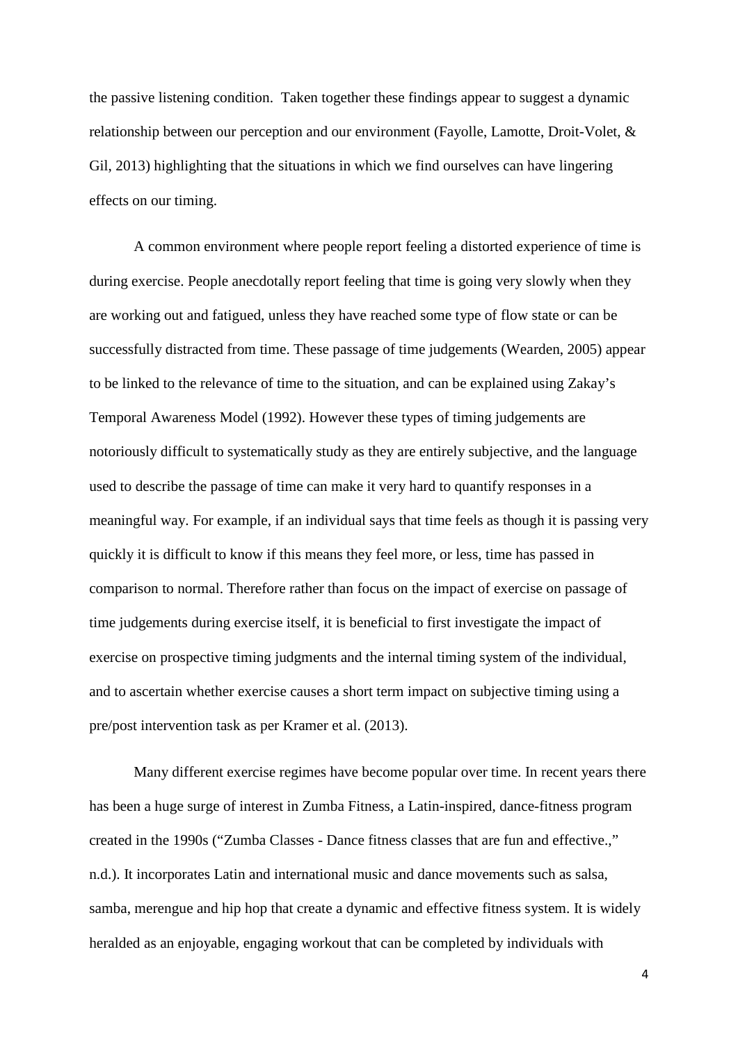the passive listening condition. Taken together these findings appear to suggest a dynamic relationship between our perception and our environment (Fayolle, Lamotte, Droit-Volet, & Gil, 2013) highlighting that the situations in which we find ourselves can have lingering effects on our timing.

A common environment where people report feeling a distorted experience of time is during exercise. People anecdotally report feeling that time is going very slowly when they are working out and fatigued, unless they have reached some type of flow state or can be successfully distracted from time. These passage of time judgements (Wearden, 2005) appear to be linked to the relevance of time to the situation, and can be explained using Zakay's Temporal Awareness Model (1992). However these types of timing judgements are notoriously difficult to systematically study as they are entirely subjective, and the language used to describe the passage of time can make it very hard to quantify responses in a meaningful way. For example, if an individual says that time feels as though it is passing very quickly it is difficult to know if this means they feel more, or less, time has passed in comparison to normal. Therefore rather than focus on the impact of exercise on passage of time judgements during exercise itself, it is beneficial to first investigate the impact of exercise on prospective timing judgments and the internal timing system of the individual, and to ascertain whether exercise causes a short term impact on subjective timing using a pre/post intervention task as per Kramer et al. (2013).

Many different exercise regimes have become popular over time. In recent years there has been a huge surge of interest in Zumba Fitness, a Latin-inspired, dance-fitness program created in the 1990s ("Zumba Classes - Dance fitness classes that are fun and effective.," n.d.). It incorporates Latin and international music and dance movements such as salsa, samba, merengue and hip hop that create a dynamic and effective fitness system. It is widely heralded as an enjoyable, engaging workout that can be completed by individuals with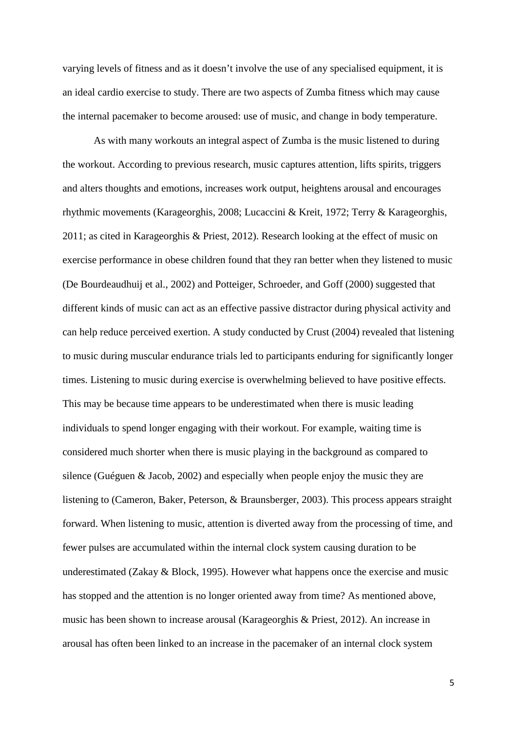varying levels of fitness and as it doesn't involve the use of any specialised equipment, it is an ideal cardio exercise to study. There are two aspects of Zumba fitness which may cause the internal pacemaker to become aroused: use of music, and change in body temperature.

As with many workouts an integral aspect of Zumba is the music listened to during the workout. According to previous research, music captures attention, lifts spirits, triggers and alters thoughts and emotions, increases work output, heightens arousal and encourages rhythmic movements (Karageorghis, 2008; Lucaccini & Kreit, 1972; Terry & Karageorghis, 2011; as cited in Karageorghis & Priest, 2012). Research looking at the effect of music on exercise performance in obese children found that they ran better when they listened to music (De Bourdeaudhuij et al., 2002) and Potteiger, Schroeder, and Goff (2000) suggested that different kinds of music can act as an effective passive distractor during physical activity and can help reduce perceived exertion. A study conducted by Crust (2004) revealed that listening to music during muscular endurance trials led to participants enduring for significantly longer times. Listening to music during exercise is overwhelming believed to have positive effects. This may be because time appears to be underestimated when there is music leading individuals to spend longer engaging with their workout. For example, waiting time is considered much shorter when there is music playing in the background as compared to silence (Guéguen & Jacob, 2002) and especially when people enjoy the music they are listening to (Cameron, Baker, Peterson, & Braunsberger, 2003). This process appears straight forward. When listening to music, attention is diverted away from the processing of time, and fewer pulses are accumulated within the internal clock system causing duration to be underestimated (Zakay & Block, 1995). However what happens once the exercise and music has stopped and the attention is no longer oriented away from time? As mentioned above, music has been shown to increase arousal (Karageorghis & Priest, 2012). An increase in arousal has often been linked to an increase in the pacemaker of an internal clock system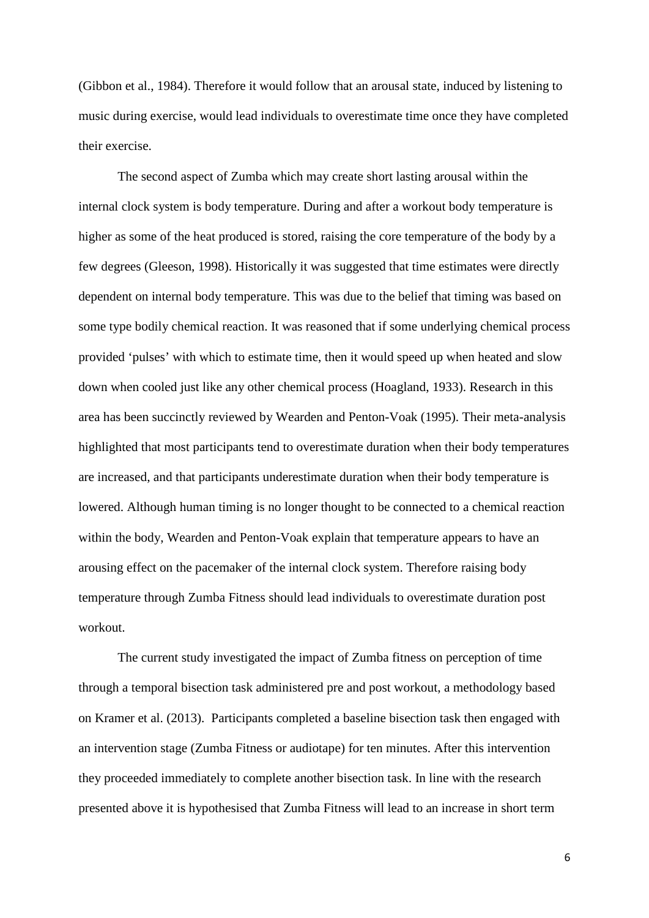(Gibbon et al., 1984). Therefore it would follow that an arousal state, induced by listening to music during exercise, would lead individuals to overestimate time once they have completed their exercise.

The second aspect of Zumba which may create short lasting arousal within the internal clock system is body temperature. During and after a workout body temperature is higher as some of the heat produced is stored, raising the core temperature of the body by a few degrees (Gleeson, 1998). Historically it was suggested that time estimates were directly dependent on internal body temperature. This was due to the belief that timing was based on some type bodily chemical reaction. It was reasoned that if some underlying chemical process provided 'pulses' with which to estimate time, then it would speed up when heated and slow down when cooled just like any other chemical process (Hoagland, 1933). Research in this area has been succinctly reviewed by Wearden and Penton-Voak (1995). Their meta-analysis highlighted that most participants tend to overestimate duration when their body temperatures are increased, and that participants underestimate duration when their body temperature is lowered. Although human timing is no longer thought to be connected to a chemical reaction within the body, Wearden and Penton-Voak explain that temperature appears to have an arousing effect on the pacemaker of the internal clock system. Therefore raising body temperature through Zumba Fitness should lead individuals to overestimate duration post workout.

The current study investigated the impact of Zumba fitness on perception of time through a temporal bisection task administered pre and post workout, a methodology based on Kramer et al. (2013). Participants completed a baseline bisection task then engaged with an intervention stage (Zumba Fitness or audiotape) for ten minutes. After this intervention they proceeded immediately to complete another bisection task. In line with the research presented above it is hypothesised that Zumba Fitness will lead to an increase in short term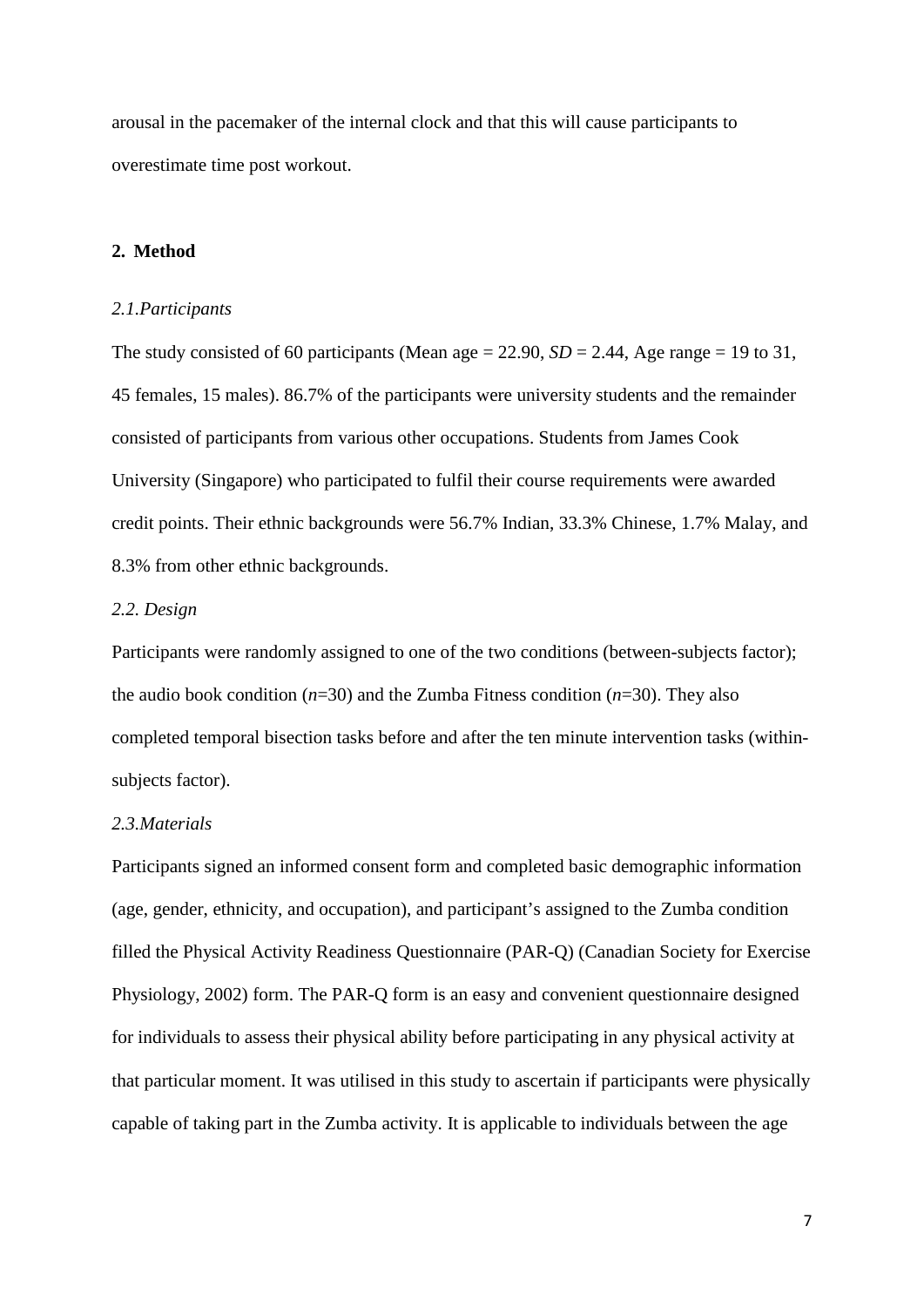arousal in the pacemaker of the internal clock and that this will cause participants to overestimate time post workout.

## 2. Method

### *2.1.Participants*

The study consisted of 60 participants (Mean age = 22.90, *SD* = 2.44, Age range = 19 to 31, 45 females, 15 males). 86.7% of the participants were university students and the remainder consisted of participants from various other occupations. Students from James Cook University (Singapore) who participated to fulfil their course requirements were awarded credit points. Their ethnic backgrounds were 56.7% Indian, 33.3% Chinese, 1.7% Malay, and 8.3% from other ethnic backgrounds.

### *2.2. Design*

Participants were randomly assigned to one of the two conditions (between-subjects factor); the audio book condition (*n*=30) and the Zumba Fitness condition (*n*=30). They also completed temporal bisection tasks before and after the ten minute intervention tasks (within-subjects factor).

### *2.3.Materials*

Participants signed an informed consent form and completed basic demographic information (age, gender, ethnicity, and occupation), and participant's assigned to the Zumba condition filled the Physical Activity Readiness Questionnaire (PAR-Q) (Canadian Society for Exercise Physiology, 2002) form. The PAR-Q form is an easy and convenient questionnaire designed for individuals to assess their physical ability before participating in any physical activity at that particular moment. It was utilised in this study to ascertain if participants were physically capable of taking part in the Zumba activity. It is applicable to individuals between the age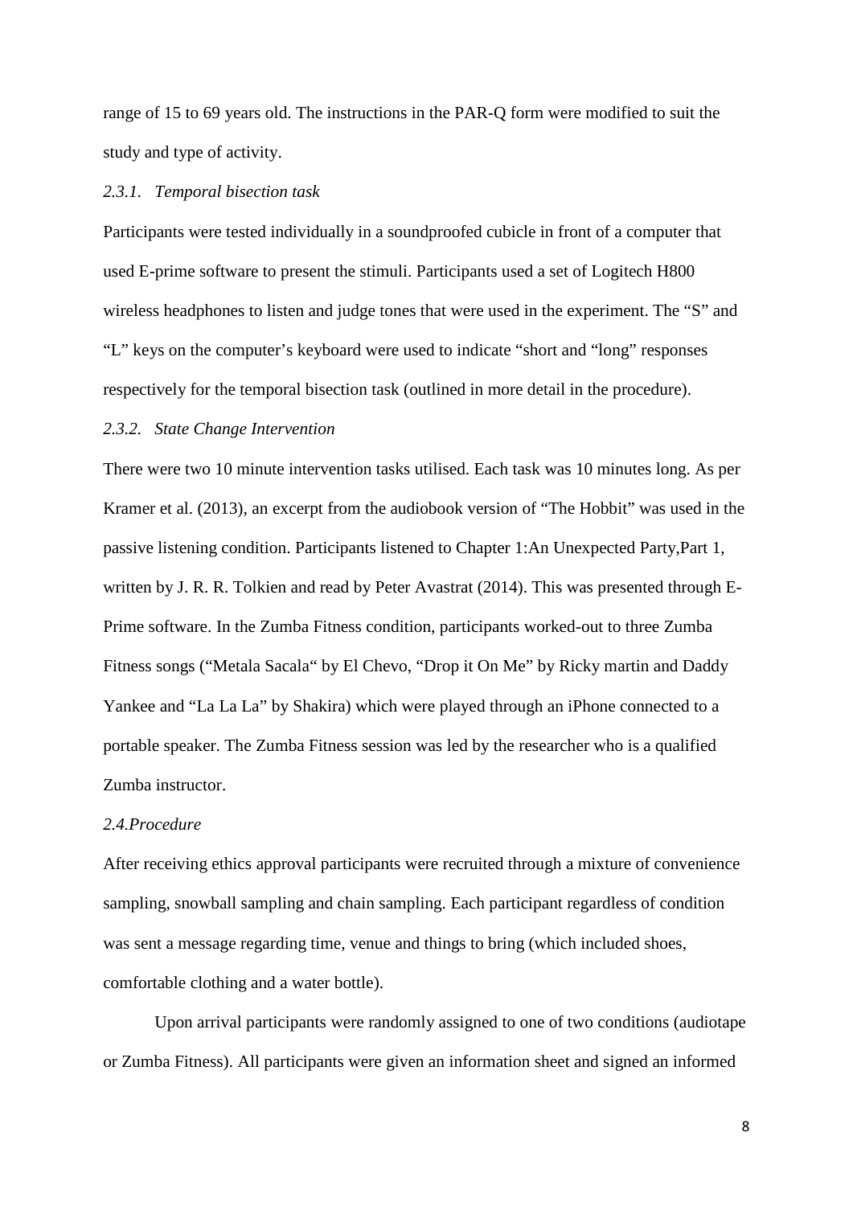range of 15 to 69 years old. The instructions in the PAR-Q form were modified to suit the study and type of activity.

### *2.3.1. Temporal bisection task*

Participants were tested individually in a soundproofed cubicle in front of a computer that used E-prime software to present the stimuli. Participants used a set of Logitech H800 wireless headphones to listen and judge tones that were used in the experiment. The "S" and "L" keys on the computer's keyboard were used to indicate "short and "long" responses respectively for the temporal bisection task (outlined in more detail in the procedure).

### *2.3.2. State Change Intervention*

There were two 10 minute intervention tasks utilised. Each task was 10 minutes long. As per Kramer et al. (2013), an excerpt from the audiobook version of "The Hobbit" was used in the passive listening condition. Participants listened to Chapter 1:An Unexpected Party,Part 1, written by J. R. R. Tolkien and read by Peter Avastrat (2014). This was presented through E-Prime software. In the Zumba Fitness condition, participants worked-out to three Zumba Fitness songs ("Metala Sacala" by El Chevo, "Drop it On Me" by Ricky martin and Daddy Yankee and "La La La" by Shakira) which were played through an iPhone connected to a portable speaker. The Zumba Fitness session was led by the researcher who is a qualified Zumba instructor.

## *2.4.Procedure*

After receiving ethics approval participants were recruited through a mixture of convenience sampling, snowball sampling and chain sampling. Each participant regardless of condition was sent a message regarding time, venue and things to bring (which included shoes, comfortable clothing and a water bottle).

Upon arrival participants were randomly assigned to one of two conditions (audiotape or Zumba Fitness). All participants were given an information sheet and signed an informed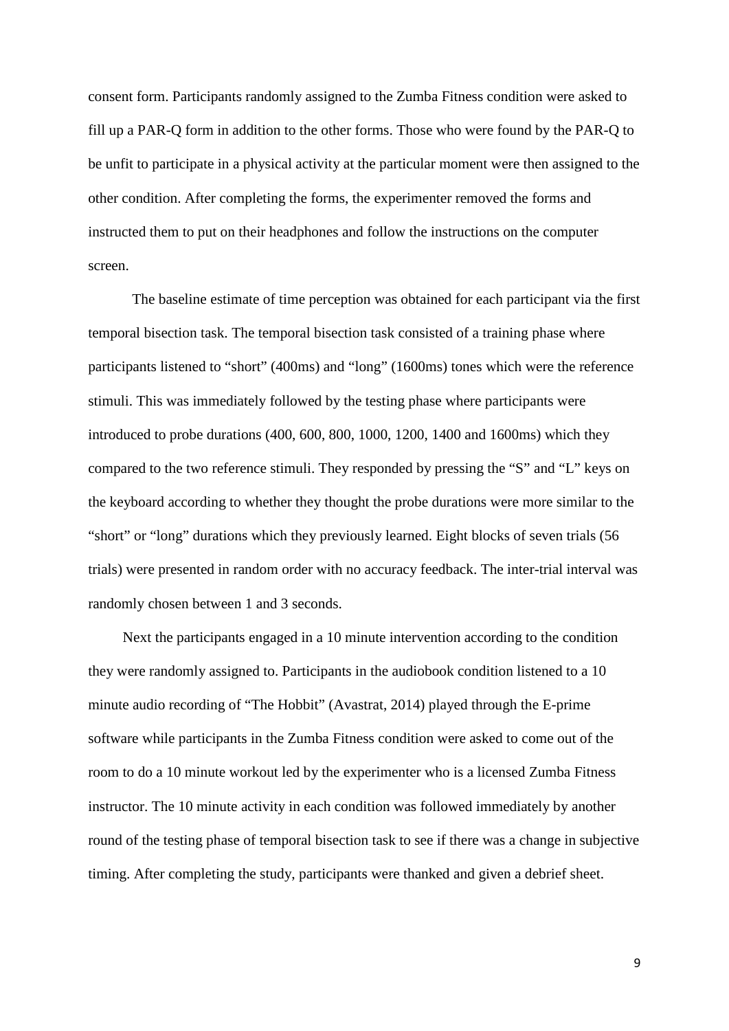consent form. Participants randomly assigned to the Zumba Fitness condition were asked to fill up a PAR-Q form in addition to the other forms. Those who were found by the PAR-Q to be unfit to participate in a physical activity at the particular moment were then assigned to the other condition. After completing the forms, the experimenter removed the forms and instructed them to put on their headphones and follow the instructions on the computer screen.

The baseline estimate of time perception was obtained for each participant via the first temporal bisection task. The temporal bisection task consisted of a training phase where participants listened to "short" (400ms) and "long" (1600ms) tones which were the reference stimuli. This was immediately followed by the testing phase where participants were introduced to probe durations (400, 600, 800, 1000, 1200, 1400 and 1600ms) which they compared to the two reference stimuli. They responded by pressing the "S" and "L" keys on the keyboard according to whether they thought the probe durations were more similar to the "short" or "long" durations which they previously learned. Eight blocks of seven trials (56 trials) were presented in random order with no accuracy feedback. The inter-trial interval was randomly chosen between 1 and 3 seconds.

Next the participants engaged in a 10 minute intervention according to the condition they were randomly assigned to. Participants in the audiobook condition listened to a 10 minute audio recording of "The Hobbit" (Avastrat, 2014) played through the E-prime software while participants in the Zumba Fitness condition were asked to come out of the room to do a 10 minute workout led by the experimenter who is a licensed Zumba Fitness instructor. The 10 minute activity in each condition was followed immediately by another round of the testing phase of temporal bisection task to see if there was a change in subjective timing. After completing the study, participants were thanked and given a debrief sheet.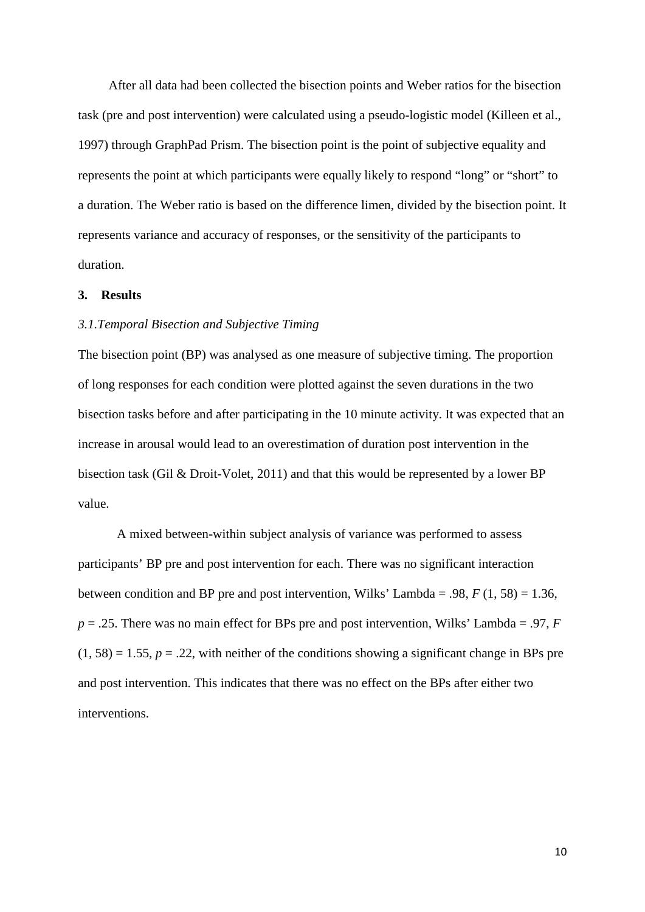After all data had been collected the bisection points and Weber ratios for the bisection task (pre and post intervention) were calculated using a pseudo-logistic model (Killeen et al., 1997) through GraphPad Prism. The bisection point is the point of subjective equality and represents the point at which participants were equally likely to respond "long" or "short" to a duration. The Weber ratio is based on the difference limen, divided by the bisection point. It represents variance and accuracy of responses, or the sensitivity of the participants to duration.

## 3. Results

### *3.1. Temporal Bisection and Subjective Timing*

The bisection point (BP) was analysed as one measure of subjective timing. The proportion of long responses for each condition were plotted against the seven durations in the two bisection tasks before and after participating in the 10 minute activity. It was expected that an increase in arousal would lead to an overestimation of duration post intervention in the bisection task (Gil & Droit-Volet, 2011) and that this would be represented by a lower BP value.

A mixed between-within subject analysis of variance was performed to assess participants' BP pre and post intervention for each. There was no significant interaction between condition and BP pre and post intervention, Wilks' Lambda = .98, $F$ (1, 58) = 1.36, $p$ = .25. There was no main effect for BPs pre and post intervention, Wilks' Lambda = .97, $F$ (1, 58) = 1.55, $p$ = .22, with neither of the conditions showing a significant change in BPs pre and post intervention. This indicates that there was no effect on the BPs after either two interventions.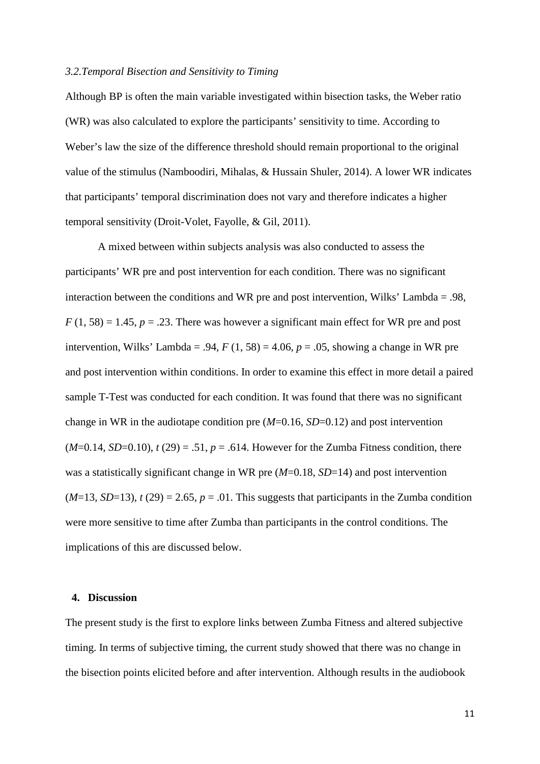### *3.2.Temporal Bisection and Sensitivity to Timing*

Although BP is often the main variable investigated within bisection tasks, the Weber ratio (WR) was also calculated to explore the participants' sensitivity to time. According to Weber's law the size of the difference threshold should remain proportional to the original value of the stimulus (Namboodiri, Mihalas, & Hussain Shuler, 2014). A lower WR indicates that participants' temporal discrimination does not vary and therefore indicates a higher temporal sensitivity (Droit-Volet, Fayolle, & Gil, 2011).

A mixed between within subjects analysis was also conducted to assess the participants' WR pre and post intervention for each condition. There was no significant interaction between the conditions and WR pre and post intervention, Wilks' Lambda = .98, $F$ (1, 58) = 1.45, $p$ = .23. There was however a significant main effect for WR pre and post intervention, Wilks' Lambda = .94, $F$ (1, 58) = 4.06, $p$ = .05, showing a change in WR pre and post intervention within conditions. In order to examine this effect in more detail a paired sample T-Test was conducted for each condition. It was found that there was no significant change in WR in the audiotape condition pre ($M$=0.16, $SD$=0.12) and post intervention ($M$=0.14, $SD$=0.10), $t$ (29) = .51, $p$ = .614. However for the Zumba Fitness condition, there was a statistically significant change in WR pre ($M$=0.18, $SD$=14) and post intervention ($M$=13, $SD$=13), $t$ (29) = 2.65, $p$ = .01. This suggests that participants in the Zumba condition were more sensitive to time after Zumba than participants in the control conditions. The implications of this are discussed below.

## 4. Discussion

The present study is the first to explore links between Zumba Fitness and altered subjective timing. In terms of subjective timing, the current study showed that there was no change in the bisection points elicited before and after intervention. Although results in the audiobook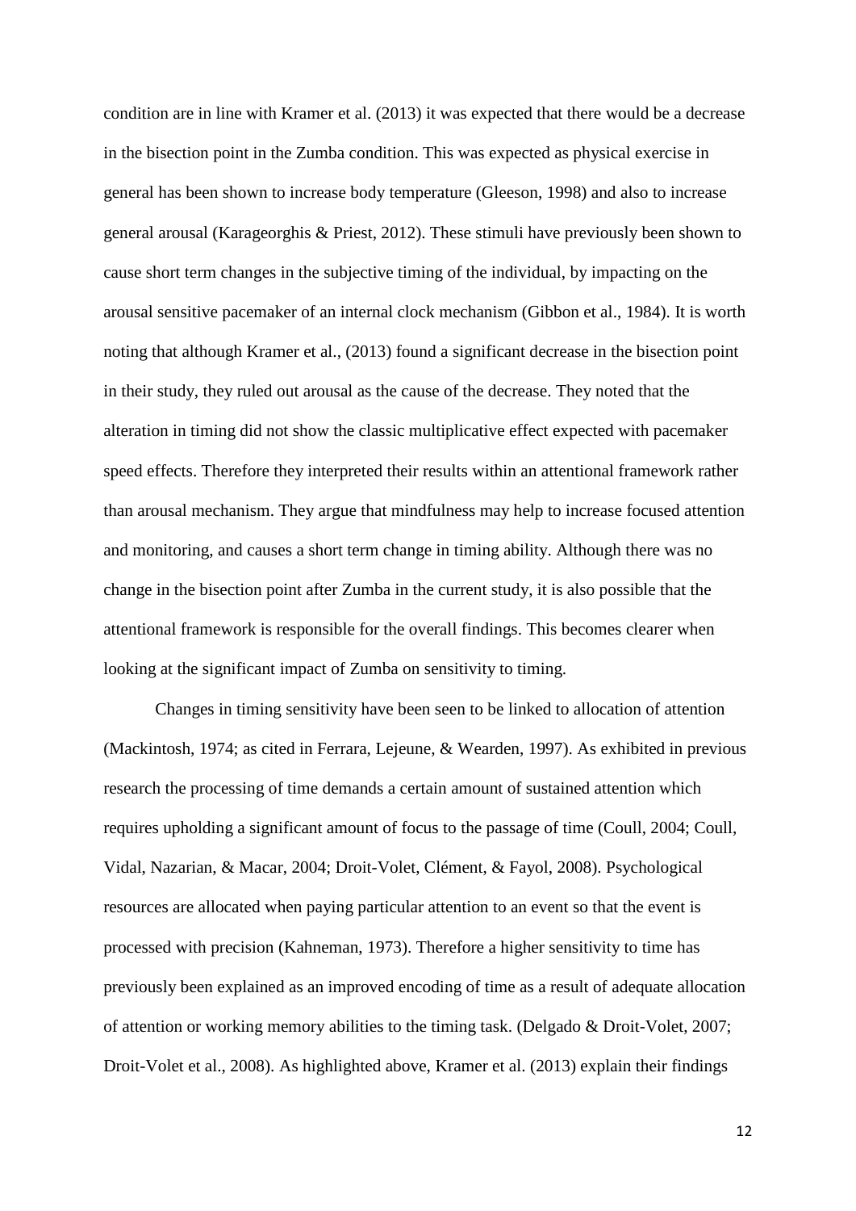condition are in line with Kramer et al. (2013) it was expected that there would be a decrease in the bisection point in the Zumba condition. This was expected as physical exercise in general has been shown to increase body temperature (Gleeson, 1998) and also to increase general arousal (Karageorghis & Priest, 2012). These stimuli have previously been shown to cause short term changes in the subjective timing of the individual, by impacting on the arousal sensitive pacemaker of an internal clock mechanism (Gibbon et al., 1984). It is worth noting that although Kramer et al., (2013) found a significant decrease in the bisection point in their study, they ruled out arousal as the cause of the decrease. They noted that the alteration in timing did not show the classic multiplicative effect expected with pacemaker speed effects. Therefore they interpreted their results within an attentional framework rather than arousal mechanism. They argue that mindfulness may help to increase focused attention and monitoring, and causes a short term change in timing ability. Although there was no change in the bisection point after Zumba in the current study, it is also possible that the attentional framework is responsible for the overall findings. This becomes clearer when looking at the significant impact of Zumba on sensitivity to timing.

Changes in timing sensitivity have been seen to be linked to allocation of attention (Mackintosh, 1974; as cited in Ferrara, Lejeune, & Wearden, 1997). As exhibited in previous research the processing of time demands a certain amount of sustained attention which requires upholding a significant amount of focus to the passage of time (Coull, 2004; Coull, Vidal, Nazarian, & Macar, 2004; Droit-Volet, Clément, & Fayol, 2008). Psychological resources are allocated when paying particular attention to an event so that the event is processed with precision (Kahneman, 1973). Therefore a higher sensitivity to time has previously been explained as an improved encoding of time as a result of adequate allocation of attention or working memory abilities to the timing task. (Delgado & Droit-Volet, 2007; Droit-Volet et al., 2008). As highlighted above, Kramer et al. (2013) explain their findings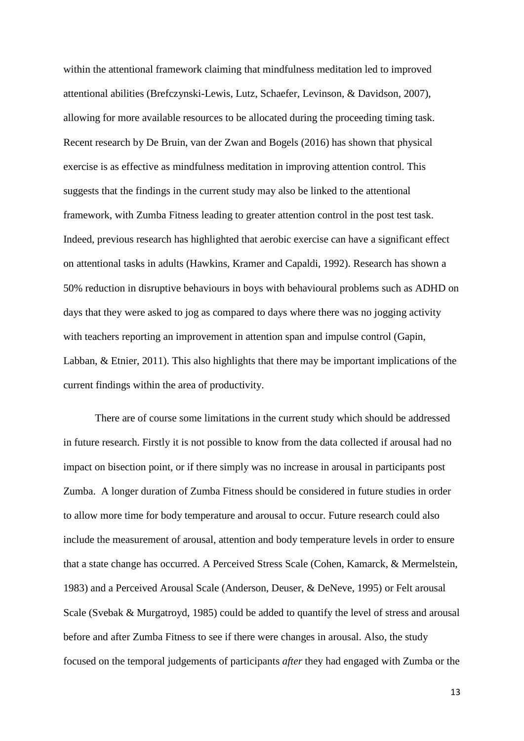within the attentional framework claiming that mindfulness meditation led to improved attentional abilities (Brefczynski-Lewis, Lutz, Schaefer, Levinson, & Davidson, 2007), allowing for more available resources to be allocated during the proceeding timing task. Recent research by De Bruin, van der Zwan and Bogels (2016) has shown that physical exercise is as effective as mindfulness meditation in improving attention control. This suggests that the findings in the current study may also be linked to the attentional framework, with Zumba Fitness leading to greater attention control in the post test task. Indeed, previous research has highlighted that aerobic exercise can have a significant effect on attentional tasks in adults (Hawkins, Kramer and Capaldi, 1992). Research has shown a 50% reduction in disruptive behaviours in boys with behavioural problems such as ADHD on days that they were asked to jog as compared to days where there was no jogging activity with teachers reporting an improvement in attention span and impulse control (Gapin, Labban, & Etnier, 2011). This also highlights that there may be important implications of the current findings within the area of productivity.

There are of course some limitations in the current study which should be addressed in future research. Firstly it is not possible to know from the data collected if arousal had no impact on bisection point, or if there simply was no increase in arousal in participants post Zumba. A longer duration of Zumba Fitness should be considered in future studies in order to allow more time for body temperature and arousal to occur. Future research could also include the measurement of arousal, attention and body temperature levels in order to ensure that a state change has occurred. A Perceived Stress Scale (Cohen, Kamarck, & Mermelstein, 1983) and a Perceived Arousal Scale (Anderson, Deuser, & DeNeve, 1995) or Felt arousal Scale (Svebak & Murgatroyd, 1985) could be added to quantify the level of stress and arousal before and after Zumba Fitness to see if there were changes in arousal. Also, the study focused on the temporal judgements of participants *after* they had engaged with Zumba or the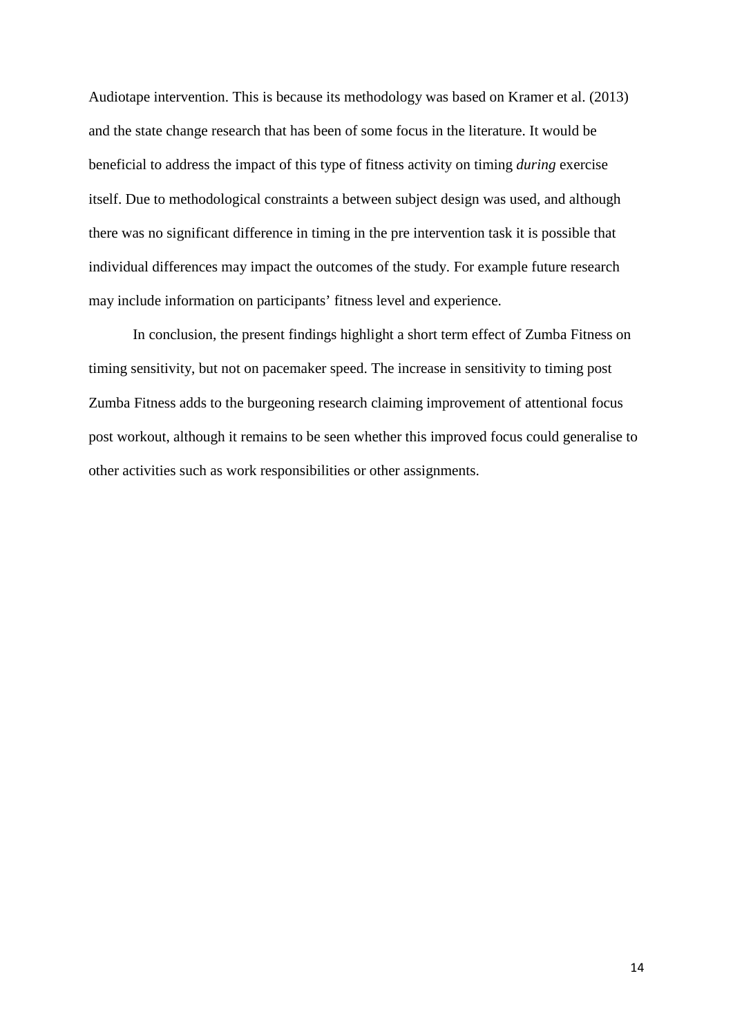Audiotape intervention. This is because its methodology was based on Kramer et al. (2013) and the state change research that has been of some focus in the literature. It would be beneficial to address the impact of this type of fitness activity on timing *during* exercise itself. Due to methodological constraints a between subject design was used, and although there was no significant difference in timing in the pre intervention task it is possible that individual differences may impact the outcomes of the study. For example future research may include information on participants' fitness level and experience.

In conclusion, the present findings highlight a short term effect of Zumba Fitness on timing sensitivity, but not on pacemaker speed. The increase in sensitivity to timing post Zumba Fitness adds to the burgeoning research claiming improvement of attentional focus post workout, although it remains to be seen whether this improved focus could generalise to other activities such as work responsibilities or other assignments.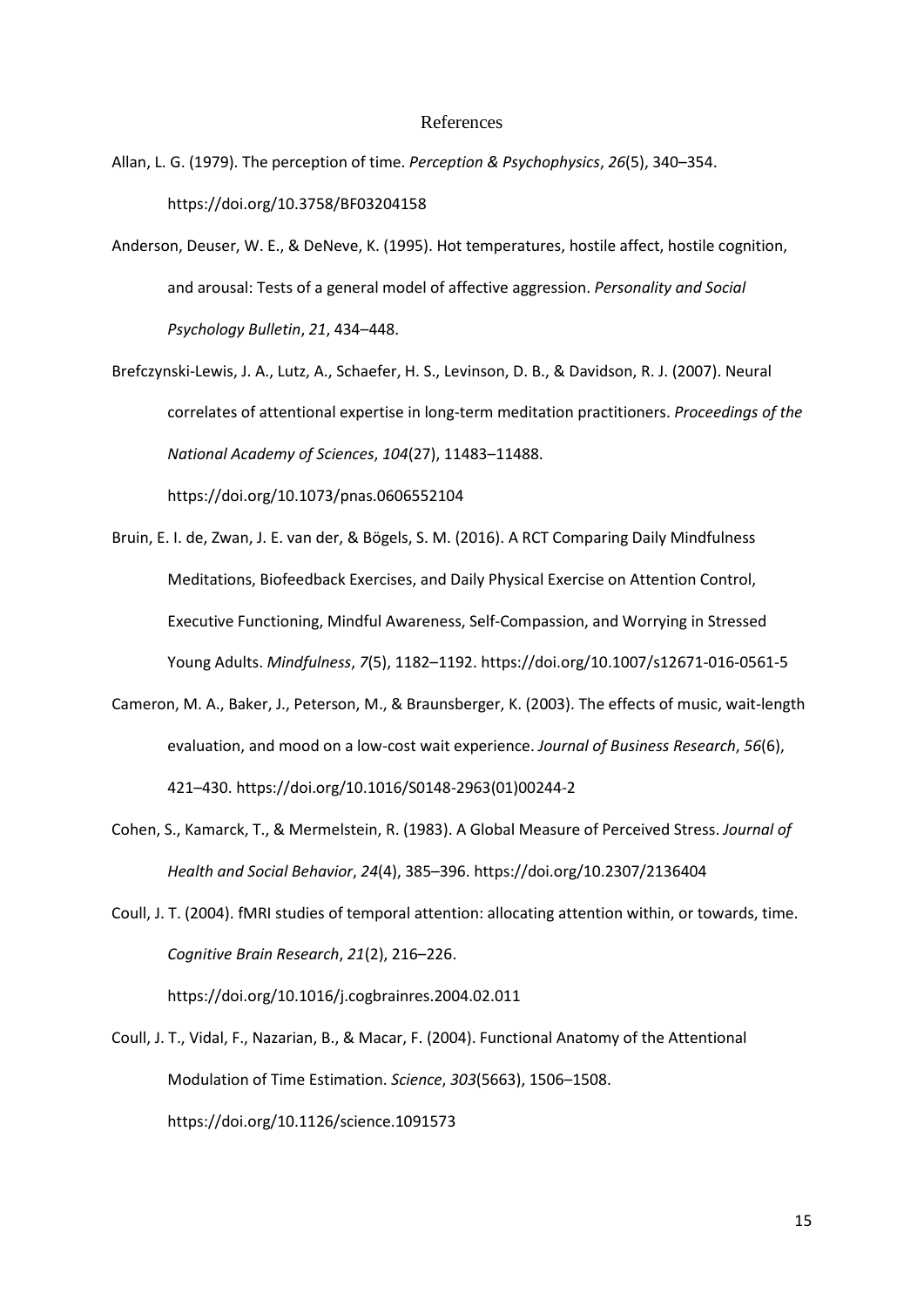# References

Allan, L. G. (1979). The perception of time. *Perception & Psychophysics*, *26*(5), 340–354. https://doi.org/10.3758/BF03204158

Anderson, Deuser, W. E., & DeNeve, K. (1995). Hot temperatures, hostile affect, hostile cognition, and arousal: Tests of a general model of affective aggression. *Personality and Social Psychology Bulletin*, *21*, 434–448.

Brefczynski-Lewis, J. A., Lutz, A., Schaefer, H. S., Levinson, D. B., & Davidson, R. J. (2007). Neural correlates of attentional expertise in long-term meditation practitioners. *Proceedings of the National Academy of Sciences*, *104*(27), 11483–11488. https://doi.org/10.1073/pnas.0606552104

Bruin, E. I. de, Zwan, J. E. van der, & Bögels, S. M. (2016). A RCT Comparing Daily Mindfulness Meditations, Biofeedback Exercises, and Daily Physical Exercise on Attention Control, Executive Functioning, Mindful Awareness, Self-Compassion, and Worrying in Stressed Young Adults. *Mindfulness*, *7*(5), 1182–1192. https://doi.org/10.1007/s12671-016-0561-5

Cameron, M. A., Baker, J., Peterson, M., & Braunsberger, K. (2003). The effects of music, wait-length evaluation, and mood on a low-cost wait experience. *Journal of Business Research*, *56*(6), 421–430. https://doi.org/10.1016/S0148-2963(01)00244-2

Cohen, S., Kamarck, T., & Mermelstein, R. (1983). A Global Measure of Perceived Stress. *Journal of Health and Social Behavior*, *24*(4), 385–396. https://doi.org/10.2307/2136404

Coull, J. T. (2004). fMRI studies of temporal attention: allocating attention within, or towards, time. *Cognitive Brain Research*, *21*(2), 216–226. https://doi.org/10.1016/j.cogbrainres.2004.02.011

Coull, J. T., Vidal, F., Nazarian, B., & Macar, F. (2004). Functional Anatomy of the Attentional Modulation of Time Estimation. *Science*, *303*(5663), 1506–1508. https://doi.org/10.1126/science.1091573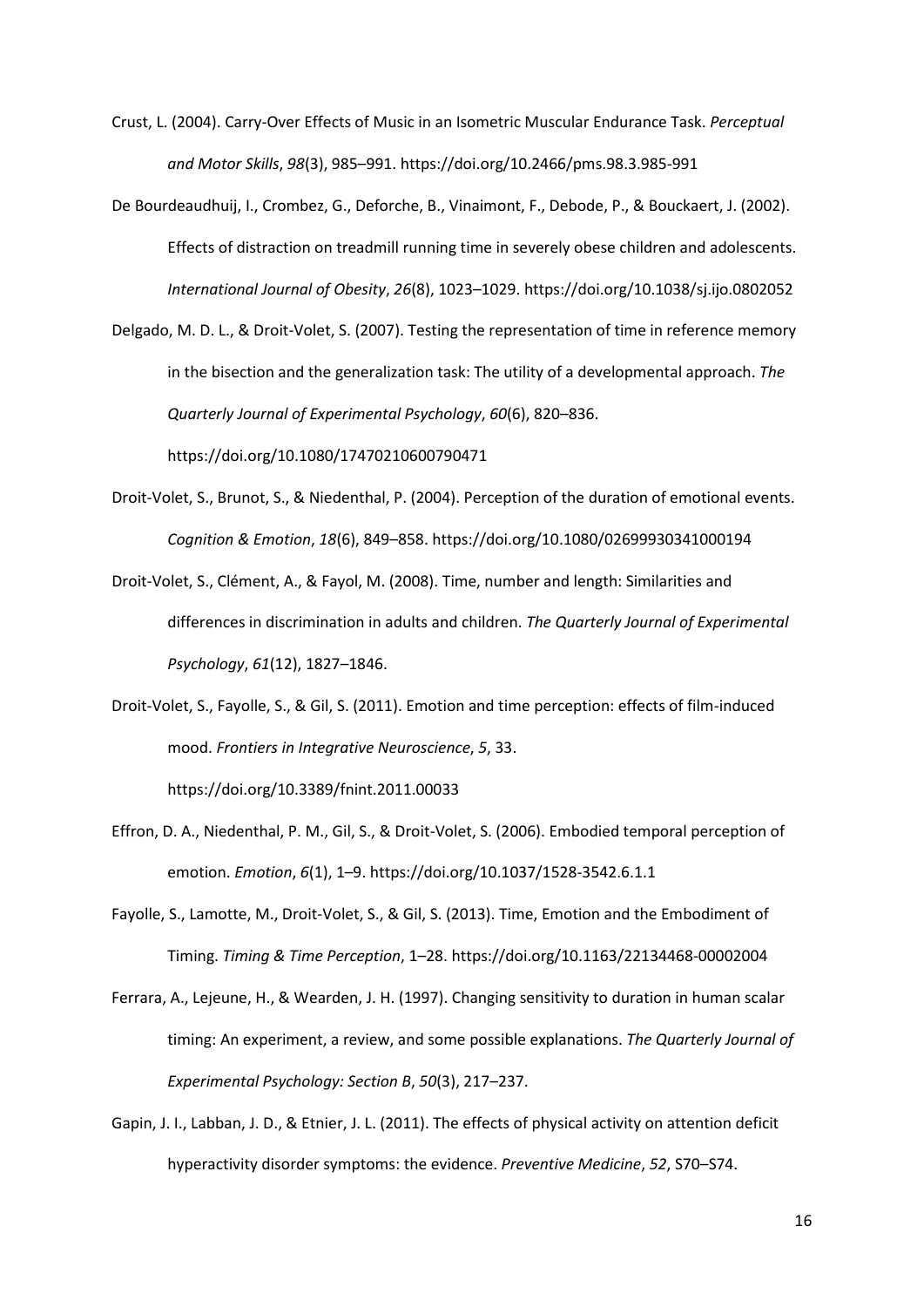Crust, L. (2004). Carry-Over Effects of Music in an Isometric Muscular Endurance Task. *Perceptual and Motor Skills*, *98*(3), 985–991. https://doi.org/10.2466/pms.98.3.985-991

De Bourdeaudhuij, I., Crombez, G., Deforche, B., Vinaimont, F., Debode, P., & Bouckaert, J. (2002). Effects of distraction on treadmill running time in severely obese children and adolescents. *International Journal of Obesity*, *26*(8), 1023–1029. https://doi.org/10.1038/sj.ijo.0802052

Delgado, M. D. L., & Droit-Volet, S. (2007). Testing the representation of time in reference memory in the bisection and the generalization task: The utility of a developmental approach. *The Quarterly Journal of Experimental Psychology*, *60*(6), 820–836. https://doi.org/10.1080/17470210600790471

Droit-Volet, S., Brunot, S., & Niedenthal, P. (2004). Perception of the duration of emotional events. *Cognition & Emotion*, *18*(6), 849–858. https://doi.org/10.1080/02699930341000194

Droit-Volet, S., Clément, A., & Fayol, M. (2008). Time, number and length: Similarities and differences in discrimination in adults and children. *The Quarterly Journal of Experimental Psychology*, *61*(12), 1827–1846.

Droit-Volet, S., Fayolle, S., & Gil, S. (2011). Emotion and time perception: effects of film-induced mood. *Frontiers in Integrative Neuroscience*, *5*, 33. https://doi.org/10.3389/fnint.2011.00033

Effron, D. A., Niedenthal, P. M., Gil, S., & Droit-Volet, S. (2006). Embodied temporal perception of emotion. *Emotion*, *6*(1), 1–9. https://doi.org/10.1037/1528-3542.6.1.1

Fayolle, S., Lamotte, M., Droit-Volet, S., & Gil, S. (2013). Time, Emotion and the Embodiment of Timing. *Timing & Time Perception*, 1–28. https://doi.org/10.1163/22134468-00002004

Ferrara, A., Lejeune, H., & Wearden, J. H. (1997). Changing sensitivity to duration in human scalar timing: An experiment, a review, and some possible explanations. *The Quarterly Journal of Experimental Psychology: Section B*, *50*(3), 217–237.

Gapin, J. I., Labban, J. D., & Etnier, J. L. (2011). The effects of physical activity on attention deficit hyperactivity disorder symptoms: the evidence. *Preventive Medicine*, *52*, S70–S74.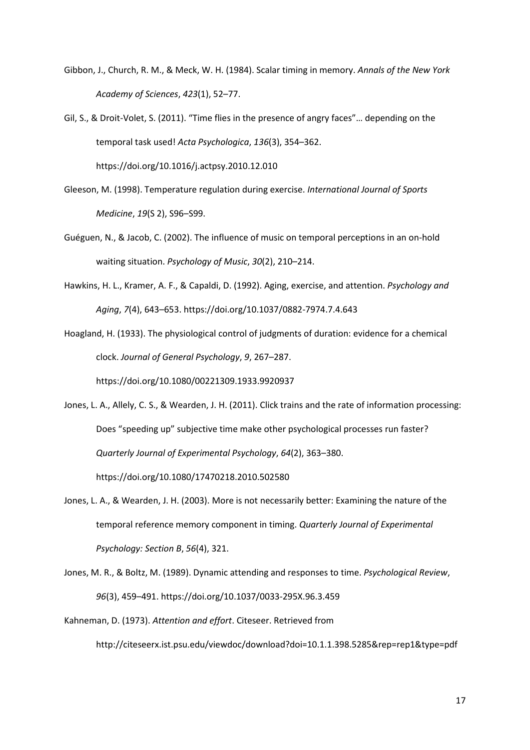Gibbon, J., Church, R. M., & Meck, W. H. (1984). Scalar timing in memory. *Annals of the New York Academy of Sciences*, *423*(1), 52–77.

Gil, S., & Droit-Volet, S. (2011). "Time flies in the presence of angry faces"… depending on the temporal task used! *Acta Psychologica*, *136*(3), 354–362. https://doi.org/10.1016/j.actpsy.2010.12.010

Gleeson, M. (1998). Temperature regulation during exercise. *International Journal of Sports Medicine*, *19*(S 2), S96–S99.

Guéguen, N., & Jacob, C. (2002). The influence of music on temporal perceptions in an on-hold waiting situation. *Psychology of Music*, *30*(2), 210–214.

Hawkins, H. L., Kramer, A. F., & Capaldi, D. (1992). Aging, exercise, and attention. *Psychology and Aging*, *7*(4), 643–653. https://doi.org/10.1037/0882-7974.7.4.643

Hoagland, H. (1933). The physiological control of judgments of duration: evidence for a chemical clock. *Journal of General Psychology*, *9*, 267–287. https://doi.org/10.1080/00221309.1933.9920937

Jones, L. A., Allely, C. S., & Wearden, J. H. (2011). Click trains and the rate of information processing: Does "speeding up" subjective time make other psychological processes run faster? *Quarterly Journal of Experimental Psychology*, *64*(2), 363–380. https://doi.org/10.1080/17470218.2010.502580

Jones, L. A., & Wearden, J. H. (2003). More is not necessarily better: Examining the nature of the temporal reference memory component in timing. *Quarterly Journal of Experimental Psychology: Section B*, *56*(4), 321.

Jones, M. R., & Boltz, M. (1989). Dynamic attending and responses to time. *Psychological Review*, *96*(3), 459–491. https://doi.org/10.1037/0033-295X.96.3.459

Kahneman, D. (1973). *Attention and effort*. Citeseer. Retrieved from http://citeseerx.ist.psu.edu/viewdoc/download?doi=10.1.1.398.5285&rep=rep1&type=pdf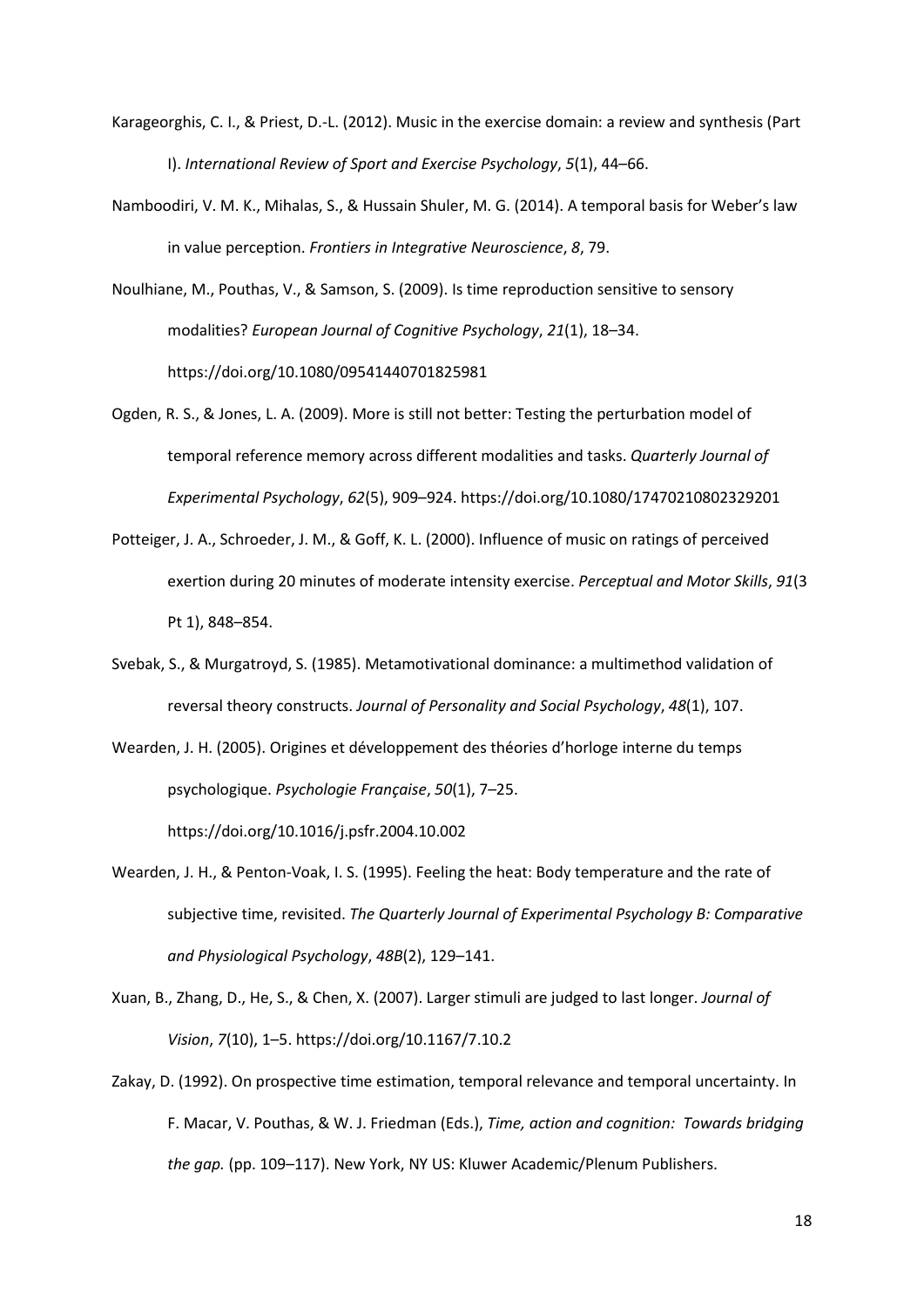Karageorghis, C. I., & Priest, D.-L. (2012). Music in the exercise domain: a review and synthesis (Part I). *International Review of Sport and Exercise Psychology*, *5*(1), 44–66.

Namboodiri, V. M. K., Mihalas, S., & Hussain Shuler, M. G. (2014). A temporal basis for Weber's law in value perception. *Frontiers in Integrative Neuroscience*, *8*, 79.

Noulhiane, M., Pouthas, V., & Samson, S. (2009). Is time reproduction sensitive to sensory modalities? *European Journal of Cognitive Psychology*, *21*(1), 18–34. https://doi.org/10.1080/09541440701825981

Ogden, R. S., & Jones, L. A. (2009). More is still not better: Testing the perturbation model of temporal reference memory across different modalities and tasks. *Quarterly Journal of Experimental Psychology*, *62*(5), 909–924. https://doi.org/10.1080/17470210802329201

Potteiger, J. A., Schroeder, J. M., & Goff, K. L. (2000). Influence of music on ratings of perceived exertion during 20 minutes of moderate intensity exercise. *Perceptual and Motor Skills*, *91*(3 Pt 1), 848–854.

Svebak, S., & Murgatroyd, S. (1985). Metamotivational dominance: a multimethod validation of reversal theory constructs. *Journal of Personality and Social Psychology*, *48*(1), 107.

Wearden, J. H. (2005). Origines et développement des théories d'horloge interne du temps psychologique. *Psychologie Française*, *50*(1), 7–25. https://doi.org/10.1016/j.psfr.2004.10.002

Wearden, J. H., & Penton-Voak, I. S. (1995). Feeling the heat: Body temperature and the rate of subjective time, revisited. *The Quarterly Journal of Experimental Psychology B: Comparative and Physiological Psychology*, *48B*(2), 129–141.

Xuan, B., Zhang, D., He, S., & Chen, X. (2007). Larger stimuli are judged to last longer. *Journal of Vision*, *7*(10), 1–5. https://doi.org/10.1167/7.10.2

Zakay, D. (1992). On prospective time estimation, temporal relevance and temporal uncertainty. In F. Macar, V. Pouthas, & W. J. Friedman (Eds.), *Time, action and cognition: Towards bridging the gap.* (pp. 109–117). New York, NY US: Kluwer Academic/Plenum Publishers.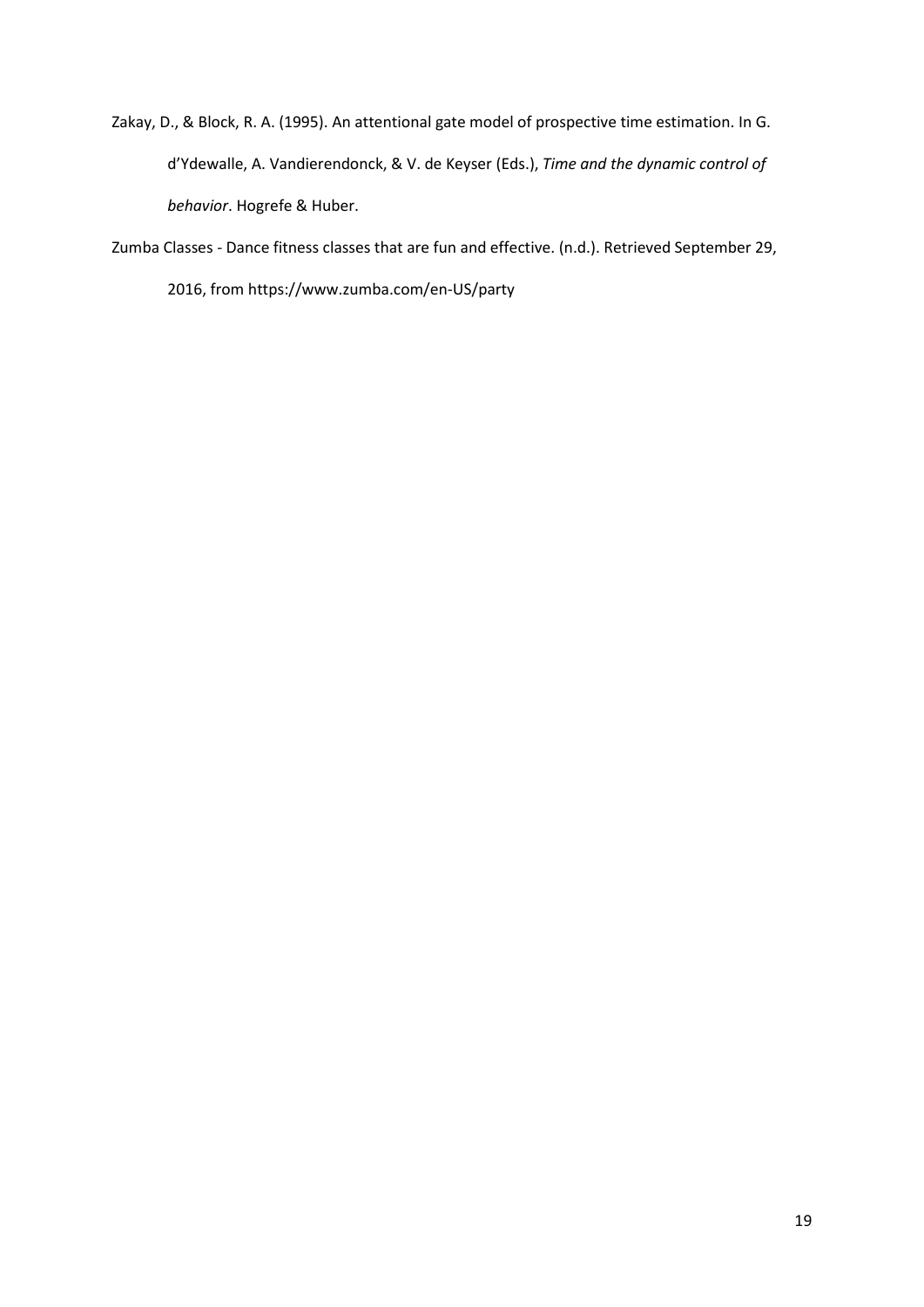Zakay, D., & Block, R. A. (1995). An attentional gate model of prospective time estimation. In G. d'Ydewalle, A. Vandierendonck, & V. de Keyser (Eds.), *Time and the dynamic control of behavior*. Hogrefe & Huber.

Zumba Classes - Dance fitness classes that are fun and effective. (n.d.). Retrieved September 29, 2016, from https://www.zumba.com/en-US/party